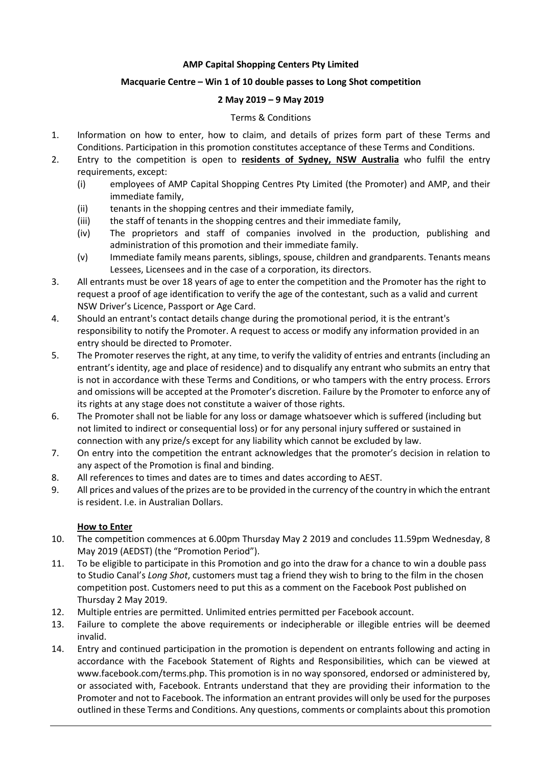**AMP Capital Shopping Centers Pty Limited**

**Macquarie Centre – Win 1 of 10 double passes to Long Shot competition**

**2 May 2019 – 9 May 2019**

Terms & Conditions

1. Information on how to enter, how to claim, and details of prizes form part of these Terms and Conditions. Participation in this promotion constitutes acceptance of these Terms and Conditions.
2. Entry to the competition is open to **residents of Sydney, NSW Australia** who fulfil the entry requirements, except:
   (i) employees of AMP Capital Shopping Centres Pty Limited (the Promoter) and AMP, and their immediate family,
   (ii) tenants in the shopping centres and their immediate family,
   (iii) the staff of tenants in the shopping centres and their immediate family,
   (iv) The proprietors and staff of companies involved in the production, publishing and administration of this promotion and their immediate family.
   (v) Immediate family means parents, siblings, spouse, children and grandparents. Tenants means Lessees, Licensees and in the case of a corporation, its directors.
3. All entrants must be over 18 years of age to enter the competition and the Promoter has the right to request a proof of age identification to verify the age of the contestant, such as a valid and current NSW Driver's Licence, Passport or Age Card.
4. Should an entrant's contact details change during the promotional period, it is the entrant's responsibility to notify the Promoter. A request to access or modify any information provided in an entry should be directed to Promoter.
5. The Promoter reserves the right, at any time, to verify the validity of entries and entrants (including an entrant's identity, age and place of residence) and to disqualify any entrant who submits an entry that is not in accordance with these Terms and Conditions, or who tampers with the entry process. Errors and omissions will be accepted at the Promoter's discretion. Failure by the Promoter to enforce any of its rights at any stage does not constitute a waiver of those rights.
6. The Promoter shall not be liable for any loss or damage whatsoever which is suffered (including but not limited to indirect or consequential loss) or for any personal injury suffered or sustained in connection with any prize/s except for any liability which cannot be excluded by law.
7. On entry into the competition the entrant acknowledges that the promoter's decision in relation to any aspect of the Promotion is final and binding.
8. All references to times and dates are to times and dates according to AEST.
9. All prices and values of the prizes are to be provided in the currency of the country in which the entrant is resident. I.e. in Australian Dollars.

**How to Enter**

10. The competition commences at 6.00pm Thursday May 2 2019 and concludes 11.59pm Wednesday, 8 May 2019 (AEDST) (the "Promotion Period").
11. To be eligible to participate in this Promotion and go into the draw for a chance to win a double pass to Studio Canal's *Long Shot*, customers must tag a friend they wish to bring to the film in the chosen competition post. Customers need to put this as a comment on the Facebook Post published on Thursday 2 May 2019.
12. Multiple entries are permitted. Unlimited entries permitted per Facebook account.
13. Failure to complete the above requirements or indecipherable or illegible entries will be deemed invalid.
14. Entry and continued participation in the promotion is dependent on entrants following and acting in accordance with the Facebook Statement of Rights and Responsibilities, which can be viewed at www.facebook.com/terms.php. This promotion is in no way sponsored, endorsed or administered by, or associated with, Facebook. Entrants understand that they are providing their information to the Promoter and not to Facebook. The information an entrant provides will only be used for the purposes outlined in these Terms and Conditions. Any questions, comments or complaints about this promotion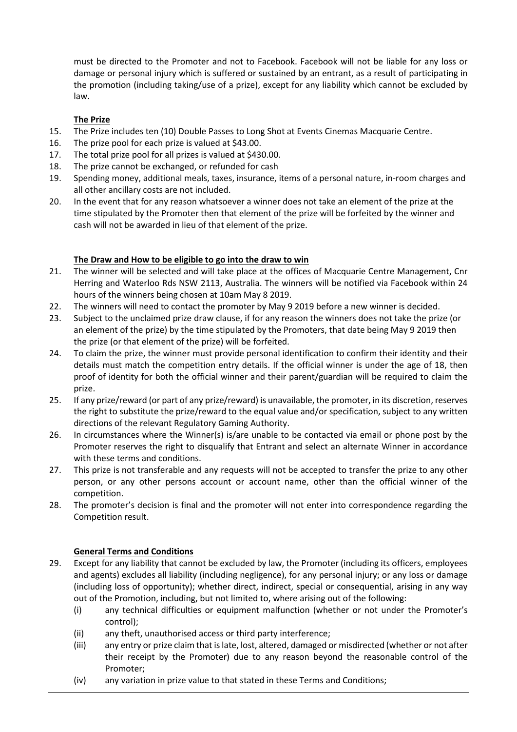must be directed to the Promoter and not to Facebook. Facebook will not be liable for any loss or damage or personal injury which is suffered or sustained by an entrant, as a result of participating in the promotion (including taking/use of a prize), except for any liability which cannot be excluded by law.

**The Prize**

15. The Prize includes ten (10) Double Passes to Long Shot at Events Cinemas Macquarie Centre.
16. The prize pool for each prize is valued at $43.00.
17. The total prize pool for all prizes is valued at $430.00.
18. The prize cannot be exchanged, or refunded for cash
19. Spending money, additional meals, taxes, insurance, items of a personal nature, in-room charges and all other ancillary costs are not included.
20. In the event that for any reason whatsoever a winner does not take an element of the prize at the time stipulated by the Promoter then that element of the prize will be forfeited by the winner and cash will not be awarded in lieu of that element of the prize.

**The Draw and How to be eligible to go into the draw to win**

21. The winner will be selected and will take place at the offices of Macquarie Centre Management, Cnr Herring and Waterloo Rds NSW 2113, Australia. The winners will be notified via Facebook within 24 hours of the winners being chosen at 10am May 8 2019.
22. The winners will need to contact the promoter by May 9 2019 before a new winner is decided.
23. Subject to the unclaimed prize draw clause, if for any reason the winners does not take the prize (or an element of the prize) by the time stipulated by the Promoters, that date being May 9 2019 then the prize (or that element of the prize) will be forfeited.
24. To claim the prize, the winner must provide personal identification to confirm their identity and their details must match the competition entry details. If the official winner is under the age of 18, then proof of identity for both the official winner and their parent/guardian will be required to claim the prize.
25. If any prize/reward (or part of any prize/reward) is unavailable, the promoter, in its discretion, reserves the right to substitute the prize/reward to the equal value and/or specification, subject to any written directions of the relevant Regulatory Gaming Authority.
26. In circumstances where the Winner(s) is/are unable to be contacted via email or phone post by the Promoter reserves the right to disqualify that Entrant and select an alternate Winner in accordance with these terms and conditions.
27. This prize is not transferable and any requests will not be accepted to transfer the prize to any other person, or any other persons account or account name, other than the official winner of the competition.
28. The promoter's decision is final and the promoter will not enter into correspondence regarding the Competition result.

**General Terms and Conditions**

29. Except for any liability that cannot be excluded by law, the Promoter (including its officers, employees and agents) excludes all liability (including negligence), for any personal injury; or any loss or damage (including loss of opportunity); whether direct, indirect, special or consequential, arising in any way out of the Promotion, including, but not limited to, where arising out of the following:
    (i) any technical difficulties or equipment malfunction (whether or not under the Promoter's control);
    (ii) any theft, unauthorised access or third party interference;
    (iii) any entry or prize claim that is late, lost, altered, damaged or misdirected (whether or not after their receipt by the Promoter) due to any reason beyond the reasonable control of the Promoter;
    (iv) any variation in prize value to that stated in these Terms and Conditions;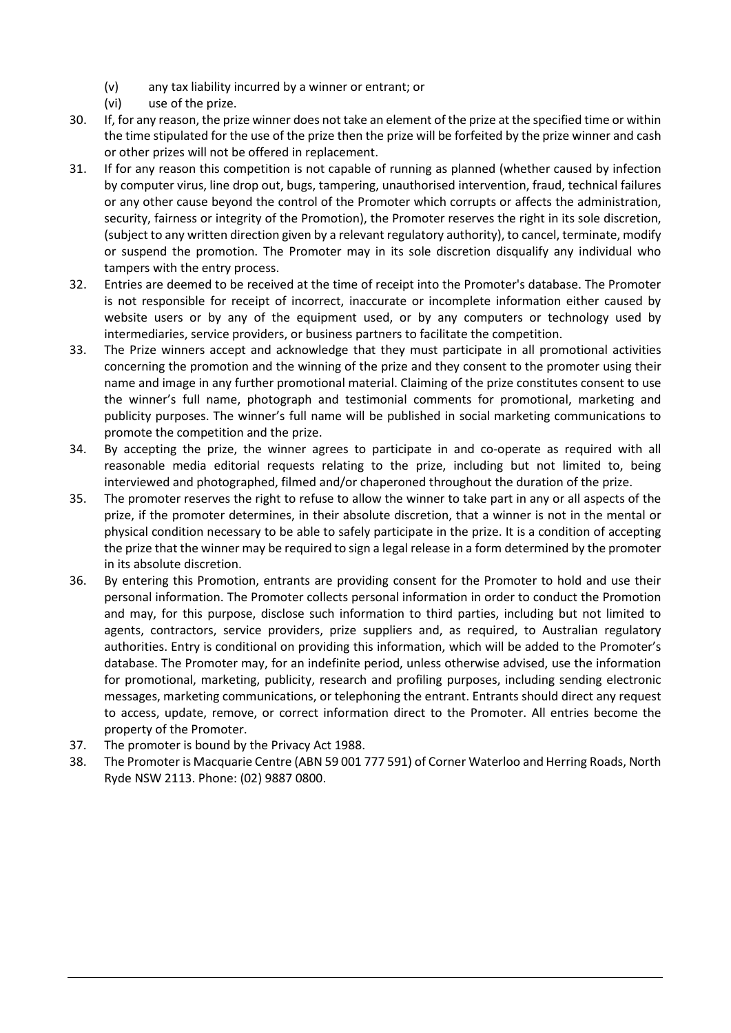(v) any tax liability incurred by a winner or entrant; or

(vi) use of the prize.

30. If, for any reason, the prize winner does not take an element of the prize at the specified time or within the time stipulated for the use of the prize then the prize will be forfeited by the prize winner and cash or other prizes will not be offered in replacement.

31. If for any reason this competition is not capable of running as planned (whether caused by infection by computer virus, line drop out, bugs, tampering, unauthorised intervention, fraud, technical failures or any other cause beyond the control of the Promoter which corrupts or affects the administration, security, fairness or integrity of the Promotion), the Promoter reserves the right in its sole discretion, (subject to any written direction given by a relevant regulatory authority), to cancel, terminate, modify or suspend the promotion. The Promoter may in its sole discretion disqualify any individual who tampers with the entry process.

32. Entries are deemed to be received at the time of receipt into the Promoter's database. The Promoter is not responsible for receipt of incorrect, inaccurate or incomplete information either caused by website users or by any of the equipment used, or by any computers or technology used by intermediaries, service providers, or business partners to facilitate the competition.

33. The Prize winners accept and acknowledge that they must participate in all promotional activities concerning the promotion and the winning of the prize and they consent to the promoter using their name and image in any further promotional material. Claiming of the prize constitutes consent to use the winner's full name, photograph and testimonial comments for promotional, marketing and publicity purposes. The winner's full name will be published in social marketing communications to promote the competition and the prize.

34. By accepting the prize, the winner agrees to participate in and co-operate as required with all reasonable media editorial requests relating to the prize, including but not limited to, being interviewed and photographed, filmed and/or chaperoned throughout the duration of the prize.

35. The promoter reserves the right to refuse to allow the winner to take part in any or all aspects of the prize, if the promoter determines, in their absolute discretion, that a winner is not in the mental or physical condition necessary to be able to safely participate in the prize. It is a condition of accepting the prize that the winner may be required to sign a legal release in a form determined by the promoter in its absolute discretion.

36. By entering this Promotion, entrants are providing consent for the Promoter to hold and use their personal information. The Promoter collects personal information in order to conduct the Promotion and may, for this purpose, disclose such information to third parties, including but not limited to agents, contractors, service providers, prize suppliers and, as required, to Australian regulatory authorities. Entry is conditional on providing this information, which will be added to the Promoter's database. The Promoter may, for an indefinite period, unless otherwise advised, use the information for promotional, marketing, publicity, research and profiling purposes, including sending electronic messages, marketing communications, or telephoning the entrant. Entrants should direct any request to access, update, remove, or correct information direct to the Promoter. All entries become the property of the Promoter.

37. The promoter is bound by the Privacy Act 1988.

38. The Promoter is Macquarie Centre (ABN 59 001 777 591) of Corner Waterloo and Herring Roads, North Ryde NSW 2113. Phone: (02) 9887 0800.